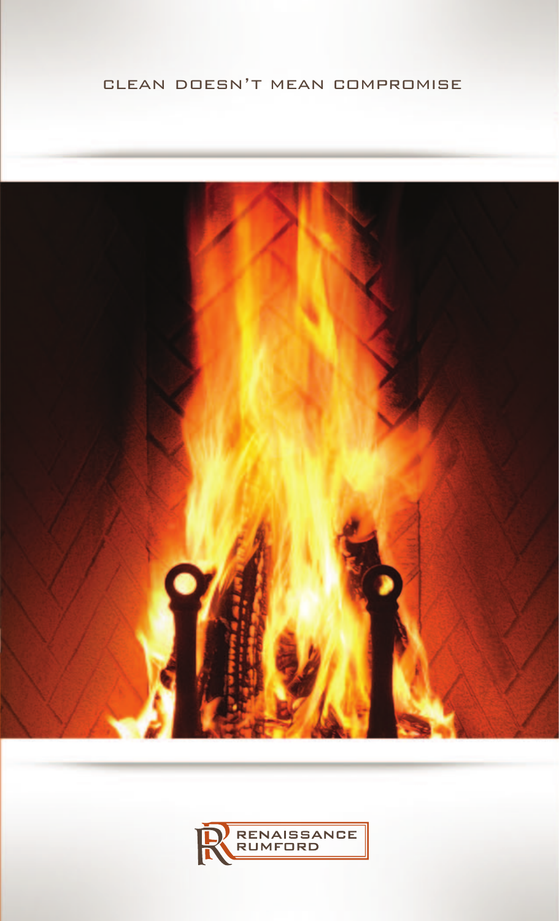CLEAN DOESN'T MEAN COMPROMISE

RENAISSANCE RUMFORD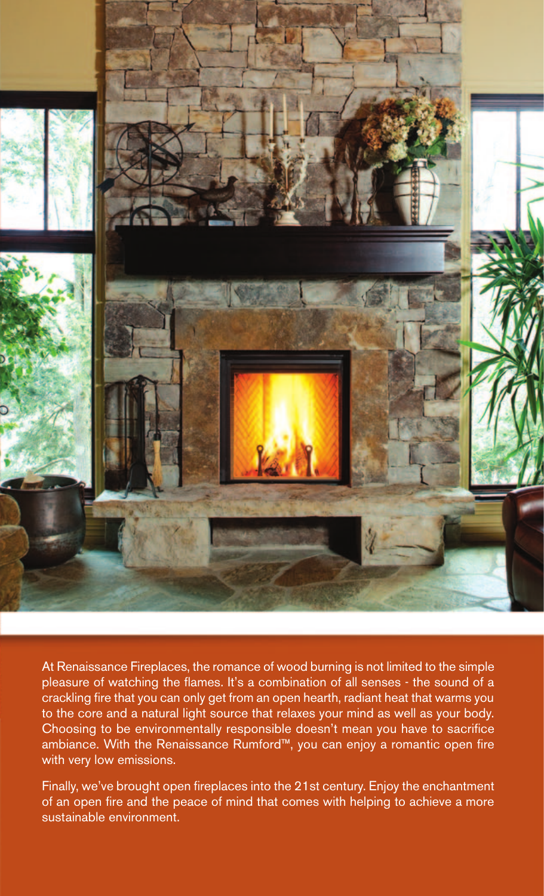At Renaissance Fireplaces, the romance of wood burning is not limited to the simple pleasure of watching the flames. It's a combination of all senses - the sound of a crackling fire that you can only get from an open hearth, radiant heat that warms you to the core and a natural light source that relaxes your mind as well as your body. Choosing to be environmentally responsible doesn't mean you have to sacrifice ambiance. With the Renaissance Rumford™, you can enjoy a romantic open fire with very low emissions.

Finally, we've brought open fireplaces into the 21st century. Enjoy the enchantment of an open fire and the peace of mind that comes with helping to achieve a more sustainable environment.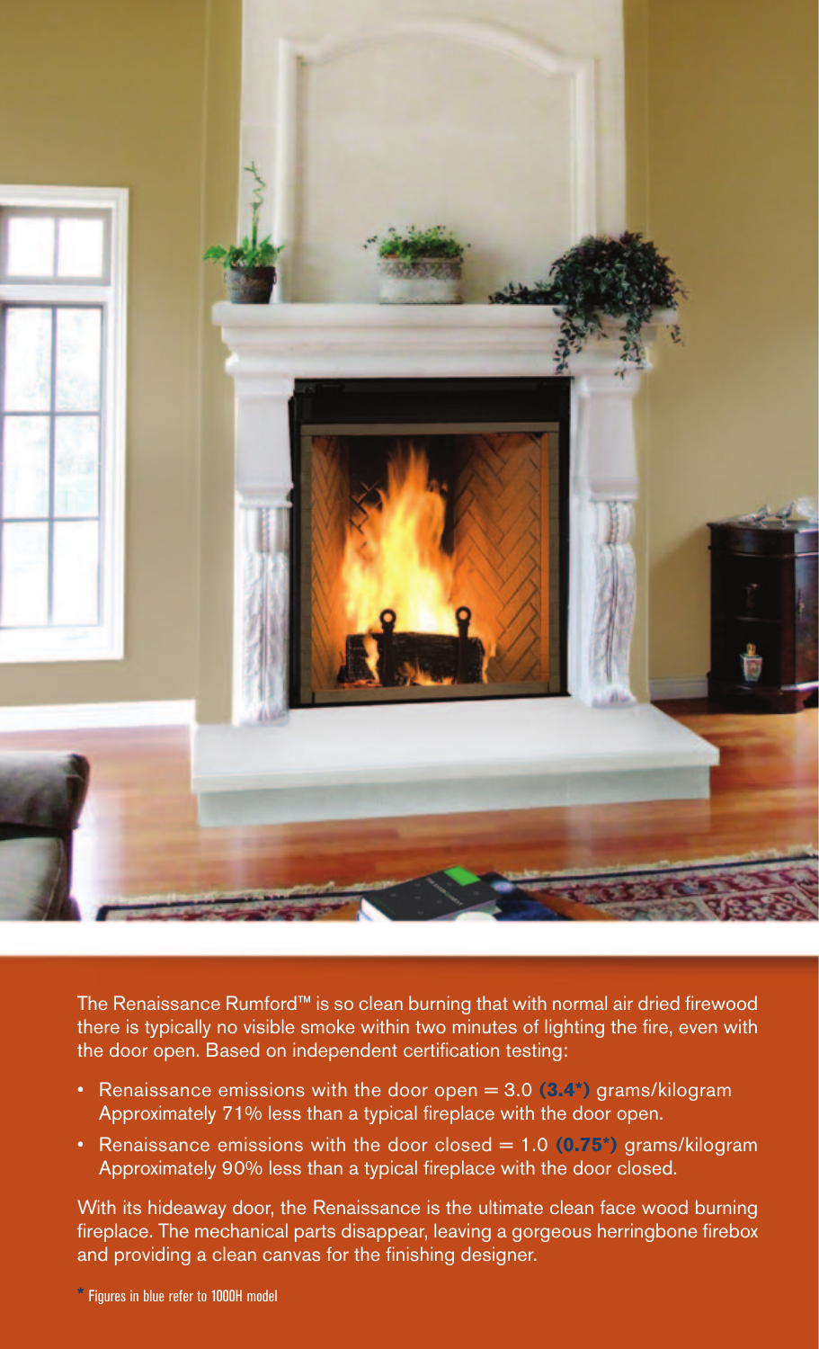The Renaissance Rumford™ is so clean burning that with normal air dried firewood there is typically no visible smoke within two minutes of lighting the fire, even with the door open. Based on independent certification testing:

- Renaissance emissions with the door open = 3.0 **(3.4*)** grams/kilogram
  Approximately 71% less than a typical fireplace with the door open.
- Renaissance emissions with the door closed = 1.0 **(0.75*)** grams/kilogram
  Approximately 90% less than a typical fireplace with the door closed.

With its hideaway door, the Renaissance is the ultimate clean face wood burning fireplace. The mechanical parts disappear, leaving a gorgeous herringbone firebox and providing a clean canvas for the finishing designer.

* Figures in blue refer to 1000H model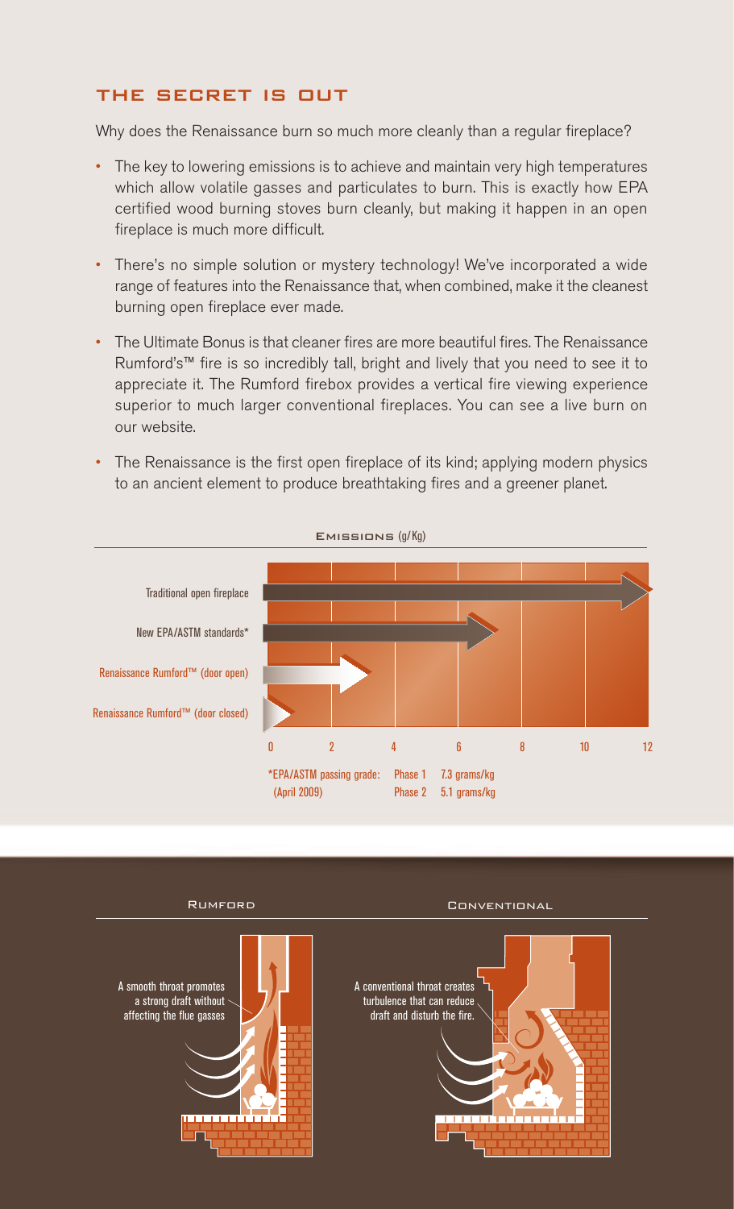## THE SECRET IS OUT

Why does the Renaissance burn so much more cleanly than a regular fireplace?

- The key to lowering emissions is to achieve and maintain very high temperatures which allow volatile gasses and particulates to burn. This is exactly how EPA certified wood burning stoves burn cleanly, but making it happen in an open fireplace is much more difficult.
- There's no simple solution or mystery technology! We've incorporated a wide range of features into the Renaissance that, when combined, make it the cleanest burning open fireplace ever made.
- The Ultimate Bonus is that cleaner fires are more beautiful fires. The Renaissance Rumford's™ fire is so incredibly tall, bright and lively that you need to see it to appreciate it. The Rumford firebox provides a vertical fire viewing experience superior to much larger conventional fireplaces. You can see a live burn on our website.
- The Renaissance is the first open fireplace of its kind; applying modern physics to an ancient element to produce breathtaking fires and a greener planet.

**Emissions** (g/Kg)

Traditional open fireplace

New EPA/ASTM standards*

Renaissance Rumford™ (door open)

Renaissance Rumford™ (door closed)

0 2 4 6 8 10 12

*EPA/ASTM passing grade: (April 2009) Phase 1 7.3 grams/kg Phase 2 5.1 grams/kg

**Rumford**

A smooth throat promotes a strong draft without affecting the flue gasses

**Conventional**

A conventional throat creates turbulence that can reduce draft and disturb the fire.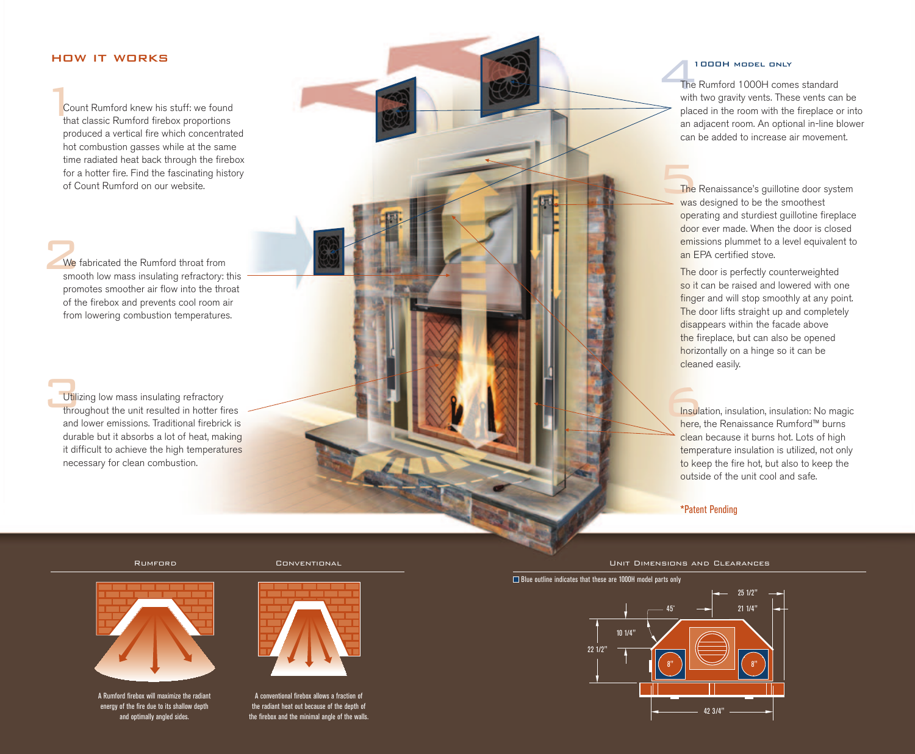## HOW IT WORKS

**1** Count Rumford knew his stuff: we found that classic Rumford firebox proportions produced a vertical fire which concentrated hot combustion gasses while at the same time radiated heat back through the firebox for a hotter fire. Find the fascinating history of Count Rumford on our website.

**2** We fabricated the Rumford throat from smooth low mass insulating refractory: this promotes smoother air flow into the throat of the firebox and prevents cool room air from lowering combustion temperatures.

**3** Utilizing low mass insulating refractory throughout the unit resulted in hotter fires and lower emissions. Traditional firebrick is durable but it absorbs a lot of heat, making it difficult to achieve the high temperatures necessary for clean combustion.

**4** **1000H MODEL ONLY**

The Rumford 1000H comes standard with two gravity vents. These vents can be placed in the room with the fireplace or into an adjacent room. An optional in-line blower can be added to increase air movement.

**5** The Renaissance's guillotine door system was designed to be the smoothest operating and sturdiest guillotine fireplace door ever made. When the door is closed emissions plummet to a level equivalent to an EPA certified stove.

The door is perfectly counterweighted so it can be raised and lowered with one finger and will stop smoothly at any point. The door lifts straight up and completely disappears within the facade above the fireplace, but can also be opened horizontally on a hinge so it can be cleaned easily.

**6** Insulation, insulation, insulation: No magic here, the Renaissance Rumford™ burns clean because it burns hot. Lots of high temperature insulation is utilized, not only to keep the fire hot, but also to keep the outside of the unit cool and safe.

*Patent Pending

### RUMFORD

A Rumford firebox will maximize the radiant energy of the fire due to its shallow depth and optimally angled sides.

### CONVENTIONAL

A conventional firebox allows a fraction of the radiant heat out because of the depth of the firebox and the minimal angle of the walls.

### UNIT DIMENSIONS AND CLEARANCES

Blue outline indicates that these are 1000H model parts only

25 1/2" · 21 1/4" · 45° · 10 1/4" · 22 1/2" · 8" · 8" · 42 3/4"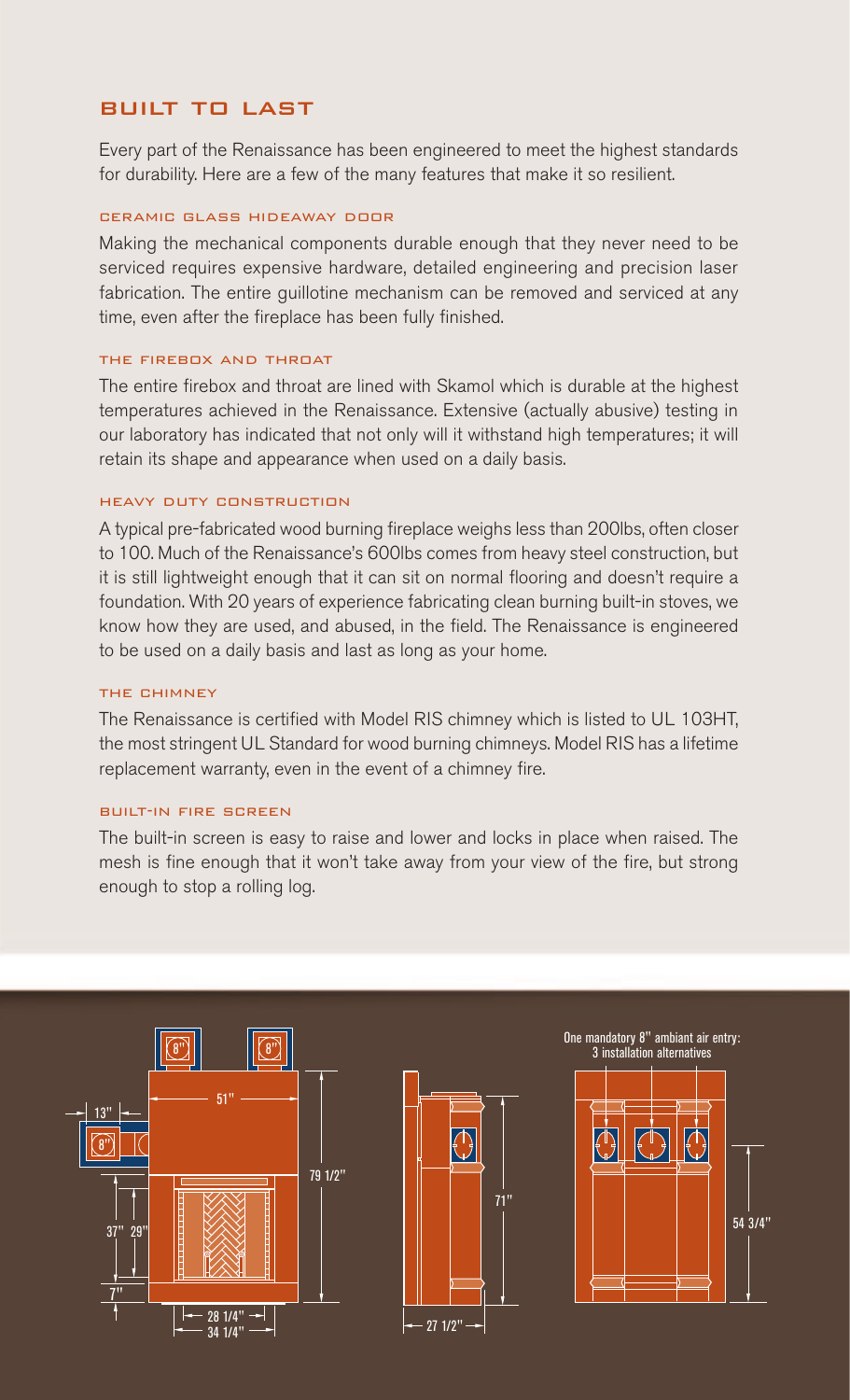## BUILT TO LAST

Every part of the Renaissance has been engineered to meet the highest standards for durability. Here are a few of the many features that make it so resilient.

### CERAMIC GLASS HIDEAWAY DOOR

Making the mechanical components durable enough that they never need to be serviced requires expensive hardware, detailed engineering and precision laser fabrication. The entire guillotine mechanism can be removed and serviced at any time, even after the fireplace has been fully finished.

### THE FIREBOX AND THROAT

The entire firebox and throat are lined with Skamol which is durable at the highest temperatures achieved in the Renaissance. Extensive (actually abusive) testing in our laboratory has indicated that not only will it withstand high temperatures; it will retain its shape and appearance when used on a daily basis.

### HEAVY DUTY CONSTRUCTION

A typical pre-fabricated wood burning fireplace weighs less than 200lbs, often closer to 100. Much of the Renaissance's 600lbs comes from heavy steel construction, but it is still lightweight enough that it can sit on normal flooring and doesn't require a foundation. With 20 years of experience fabricating clean burning built-in stoves, we know how they are used, and abused, in the field. The Renaissance is engineered to be used on a daily basis and last as long as your home.

### THE CHIMNEY

The Renaissance is certified with Model RIS chimney which is listed to UL 103HT, the most stringent UL Standard for wood burning chimneys. Model RIS has a lifetime replacement warranty, even in the event of a chimney fire.

### BUILT-IN FIRE SCREEN

The built-in screen is easy to raise and lower and locks in place when raised. The mesh is fine enough that it won't take away from your view of the fire, but strong enough to stop a rolling log.

8" 8" 13" 8" 51" 79 1/2" 37" 29" 7" 28 1/4" 34 1/4"

71" 27 1/2"

One mandatory 8" ambiant air entry: 3 installation alternatives

54 3/4"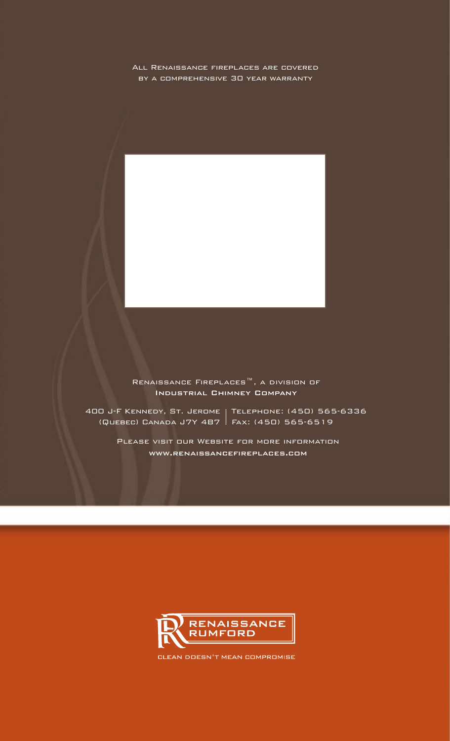All Renaissance fireplaces are covered by a comprehensive 30 year warranty

Renaissance Fireplaces™, a division of **Industrial Chimney Company**

400 J-F Kennedy, St. Jerome (Quebec) Canada J7Y 4B7 | Telephone: (450) 565-6336 | Fax: (450) 565-6519

Please visit our Website for more information
www.renaissancefireplaces.com

RENAISSANCE RUMFORD

CLEAN DOESN'T MEAN COMPROMISE